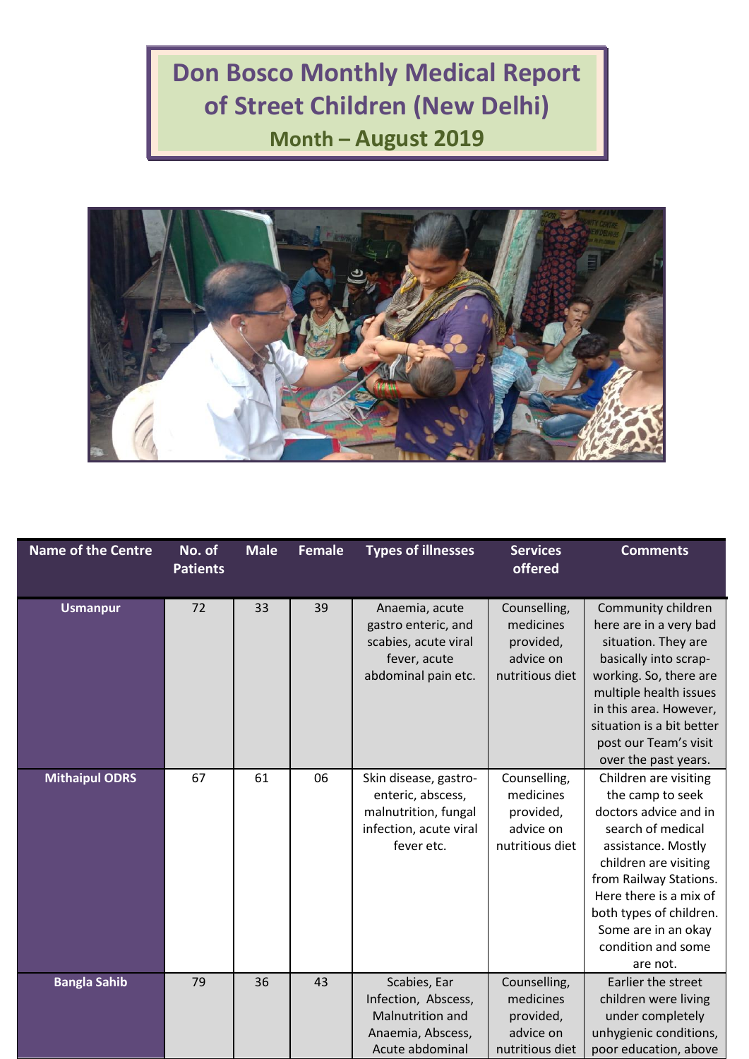# Don Bosco Monthly Medical Report of Street Children (New Delhi)

## Month – August 2019

| Name of the Centre | No. of Patients | Male | Female | Types of illnesses | Services offered | Comments |
|---|---|---|---|---|---|---|
| **Usmanpur** | 72 | 33 | 39 | Anaemia, acute gastro enteric, and scabies, acute viral fever, acute abdominal pain etc. | Counselling, medicines provided, advice on nutritious diet | Community children here are in a very bad situation. They are basically into scrap-working. So, there are multiple health issues in this area. However, situation is a bit better post our Team's visit over the past years. |
| **Mithaipul ODRS** | 67 | 61 | 06 | Skin disease, gastro-enteric, abscess, malnutrition, fungal infection, acute viral fever etc. | Counselling, medicines provided, advice on nutritious diet | Children are visiting the camp to seek doctors advice and in search of medical assistance. Mostly children are visiting from Railway Stations. Here there is a mix of both types of children. Some are in an okay condition and some are not. |
| **Bangla Sahib** | 79 | 36 | 43 | Scabies, Ear Infection, Abscess, Malnutrition and Anaemia, Abscess, Acute abdominal | Counselling, medicines provided, advice on nutritious diet | Earlier the street children were living under completely unhygienic conditions, poor education, above |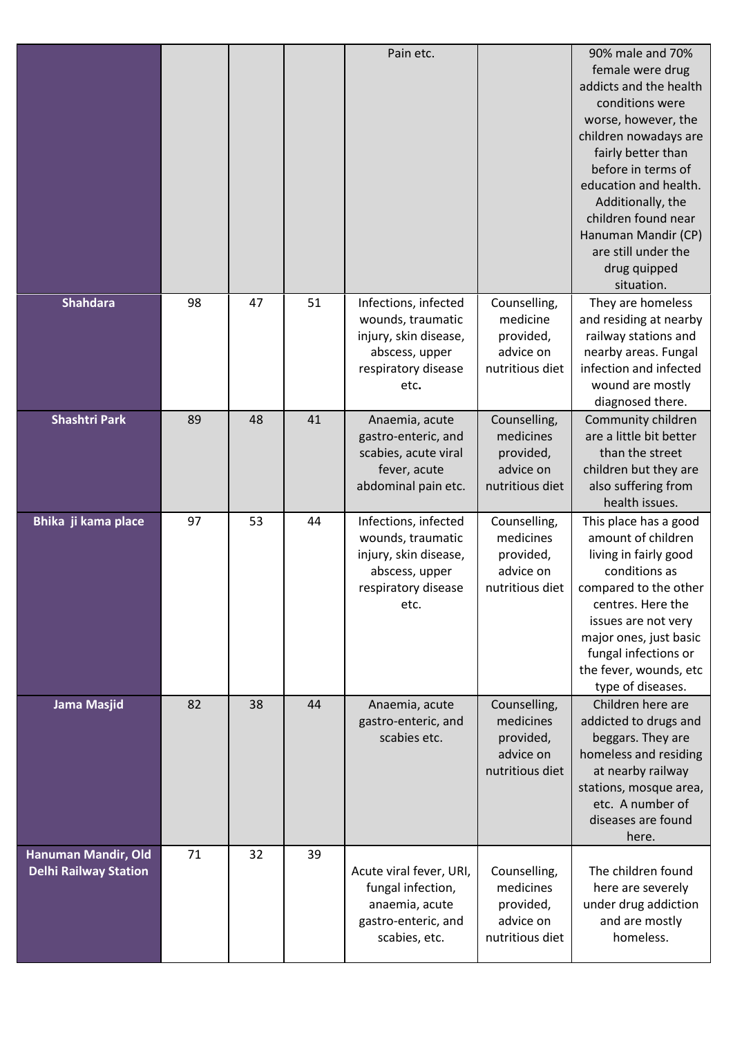|  |  |  |  | Pain etc. |  | 90% male and 70% female were drug addicts and the health conditions were worse, however, the children nowadays are fairly better than before in terms of education and health. Additionally, the children found near Hanuman Mandir (CP) are still under the drug quipped situation. |
|---|---|---|---|---|---|---|
| **Shahdara** | 98 | 47 | 51 | Infections, infected wounds, traumatic injury, skin disease, abscess, upper respiratory disease etc. | Counselling, medicine provided, advice on nutritious diet | They are homeless and residing at nearby railway stations and nearby areas. Fungal infection and infected wound are mostly diagnosed there. |
| **Shashtri Park** | 89 | 48 | 41 | Anaemia, acute gastro-enteric, and scabies, acute viral fever, acute abdominal pain etc. | Counselling, medicines provided, advice on nutritious diet | Community children are a little bit better than the street children but they are also suffering from health issues. |
| **Bhika ji kama place** | 97 | 53 | 44 | Infections, infected wounds, traumatic injury, skin disease, abscess, upper respiratory disease etc. | Counselling, medicines provided, advice on nutritious diet | This place has a good amount of children living in fairly good conditions as compared to the other centres. Here the issues are not very major ones, just basic fungal infections or the fever, wounds, etc type of diseases. |
| **Jama Masjid** | 82 | 38 | 44 | Anaemia, acute gastro-enteric, and scabies etc. | Counselling, medicines provided, advice on nutritious diet | Children here are addicted to drugs and beggars. They are homeless and residing at nearby railway stations, mosque area, etc. A number of diseases are found here. |
| **Hanuman Mandir, Old Delhi Railway Station** | 71 | 32 | 39 | Acute viral fever, URI, fungal infection, anaemia, acute gastro-enteric, and scabies, etc. | Counselling, medicines provided, advice on nutritious diet | The children found here are severely under drug addiction and are mostly homeless. |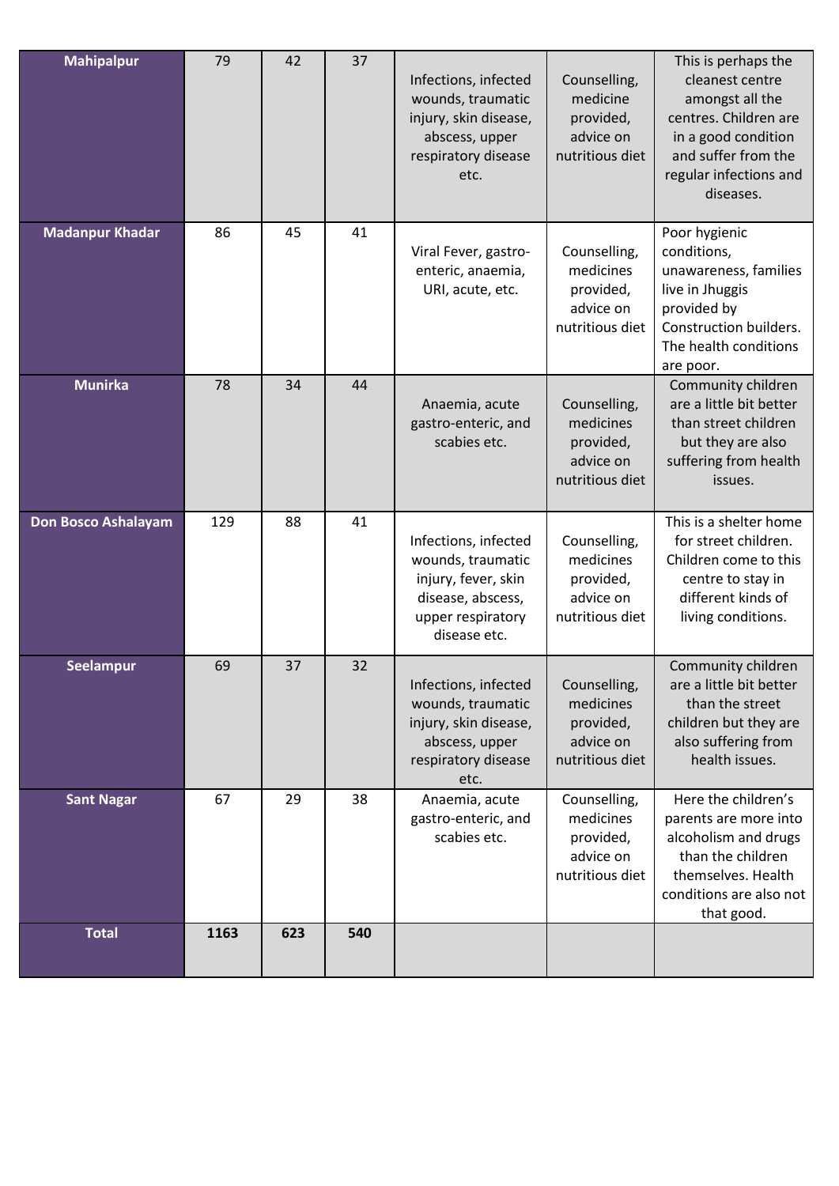| Mahipalpur | 79 | 42 | 37 | Infections, infected wounds, traumatic injury, skin disease, abscess, upper respiratory disease etc. | Counselling, medicine provided, advice on nutritious diet | This is perhaps the cleanest centre amongst all the centres. Children are in a good condition and suffer from the regular infections and diseases. |
|---|---|---|---|---|---|---|
| **Madanpur Khadar** | 86 | 45 | 41 | Viral Fever, gastro-enteric, anaemia, URI, acute, etc. | Counselling, medicines provided, advice on nutritious diet | Poor hygienic conditions, unawareness, families live in Jhuggis provided by Construction builders. The health conditions are poor. |
| **Munirka** | 78 | 34 | 44 | Anaemia, acute gastro-enteric, and scabies etc. | Counselling, medicines provided, advice on nutritious diet | Community children are a little bit better than street children but they are also suffering from health issues. |
| **Don Bosco Ashalayam** | 129 | 88 | 41 | Infections, infected wounds, traumatic injury, fever, skin disease, abscess, upper respiratory disease etc. | Counselling, medicines provided, advice on nutritious diet | This is a shelter home for street children. Children come to this centre to stay in different kinds of living conditions. |
| **Seelampur** | 69 | 37 | 32 | Infections, infected wounds, traumatic injury, skin disease, abscess, upper respiratory disease etc. | Counselling, medicines provided, advice on nutritious diet | Community children are a little bit better than the street children but they are also suffering from health issues. |
| **Sant Nagar** | 67 | 29 | 38 | Anaemia, acute gastro-enteric, and scabies etc. | Counselling, medicines provided, advice on nutritious diet | Here the children's parents are more into alcoholism and drugs than the children themselves. Health conditions are also not that good. |
| **Total** | **1163** | **623** | **540** | | | |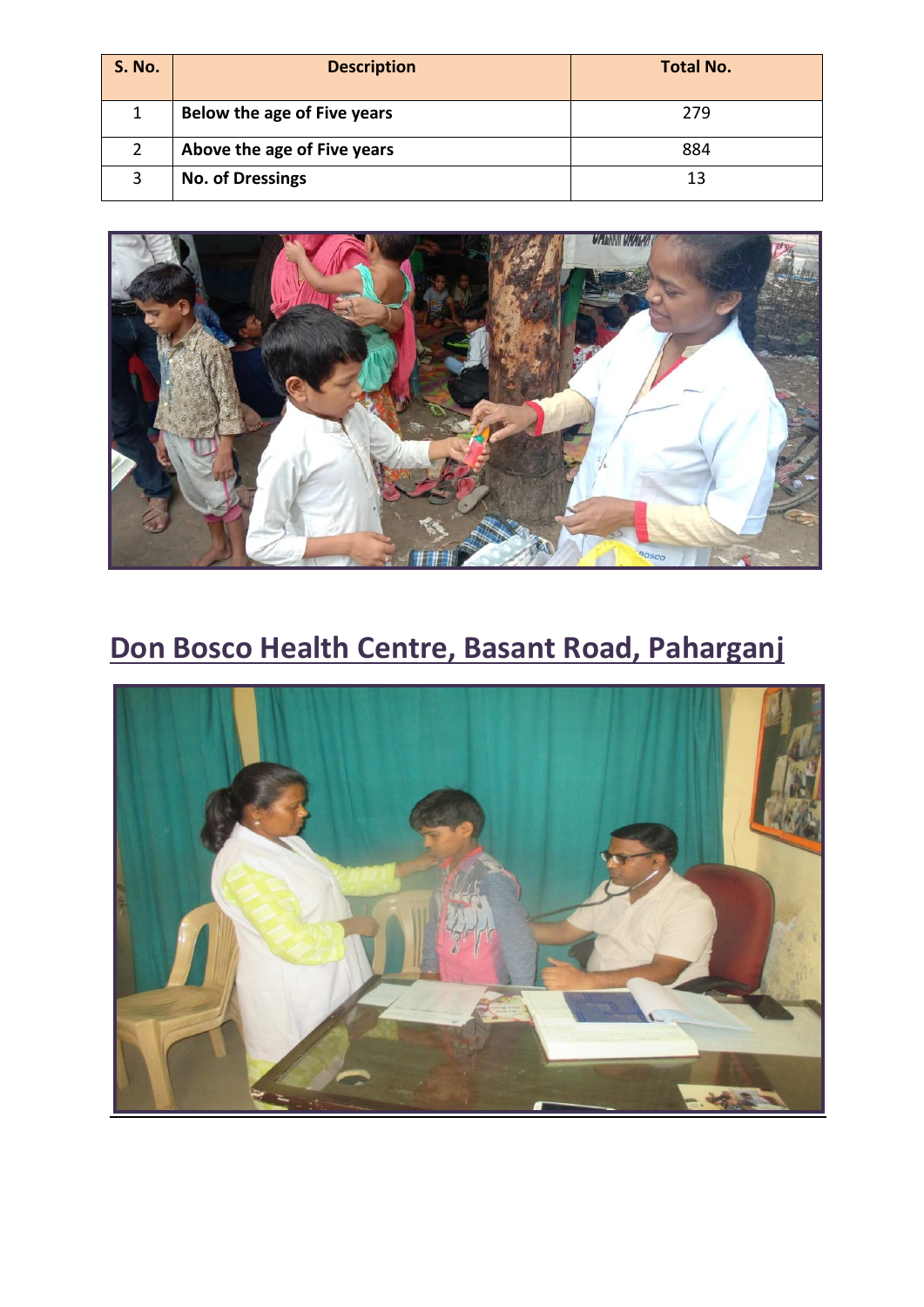| S. No. | Description | Total No. |
| --- | --- | --- |
| 1 | **Below the age of Five years** | 279 |
| 2 | **Above the age of Five years** | 884 |
| 3 | **No. of Dressings** | 13 |

## Don Bosco Health Centre, Basant Road, Paharganj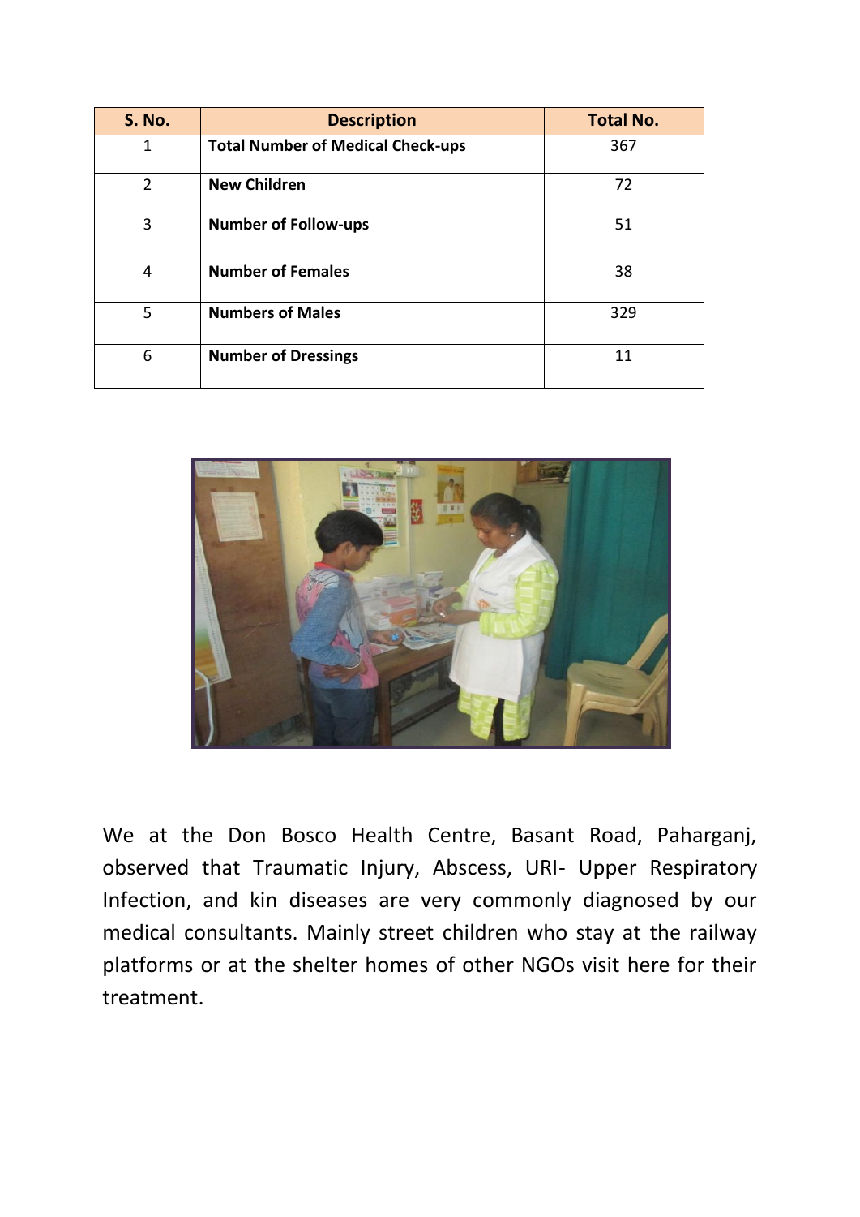| S. No. | Description | Total No. |
| --- | --- | --- |
| 1 | **Total Number of Medical Check-ups** | 367 |
| 2 | **New Children** | 72 |
| 3 | **Number of Follow-ups** | 51 |
| 4 | **Number of Females** | 38 |
| 5 | **Numbers of Males** | 329 |
| 6 | **Number of Dressings** | 11 |

We at the Don Bosco Health Centre, Basant Road, Paharganj, observed that Traumatic Injury, Abscess, URI- Upper Respiratory Infection, and kin diseases are very commonly diagnosed by our medical consultants. Mainly street children who stay at the railway platforms or at the shelter homes of other NGOs visit here for their treatment.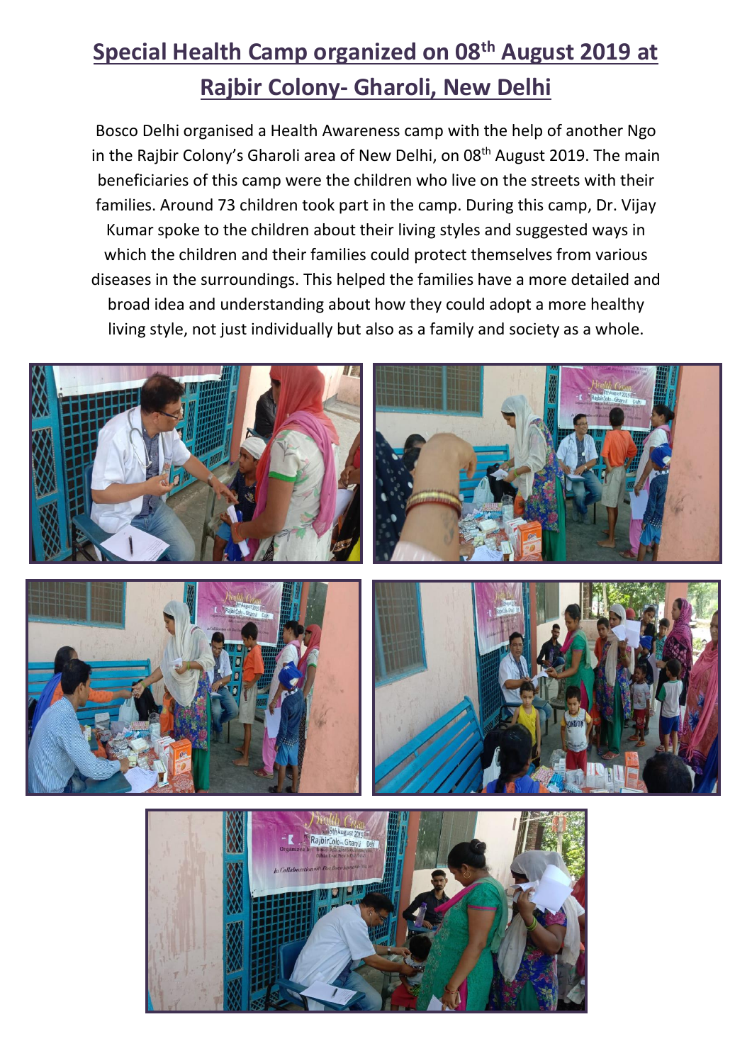# Special Health Camp organized on 08th August 2019 at Rajbir Colony- Gharoli, New Delhi

Bosco Delhi organised a Health Awareness camp with the help of another Ngo in the Rajbir Colony's Gharoli area of New Delhi, on 08th August 2019. The main beneficiaries of this camp were the children who live on the streets with their families. Around 73 children took part in the camp. During this camp, Dr. Vijay Kumar spoke to the children about their living styles and suggested ways in which the children and their families could protect themselves from various diseases in the surroundings. This helped the families have a more detailed and broad idea and understanding about how they could adopt a more healthy living style, not just individually but also as a family and society as a whole.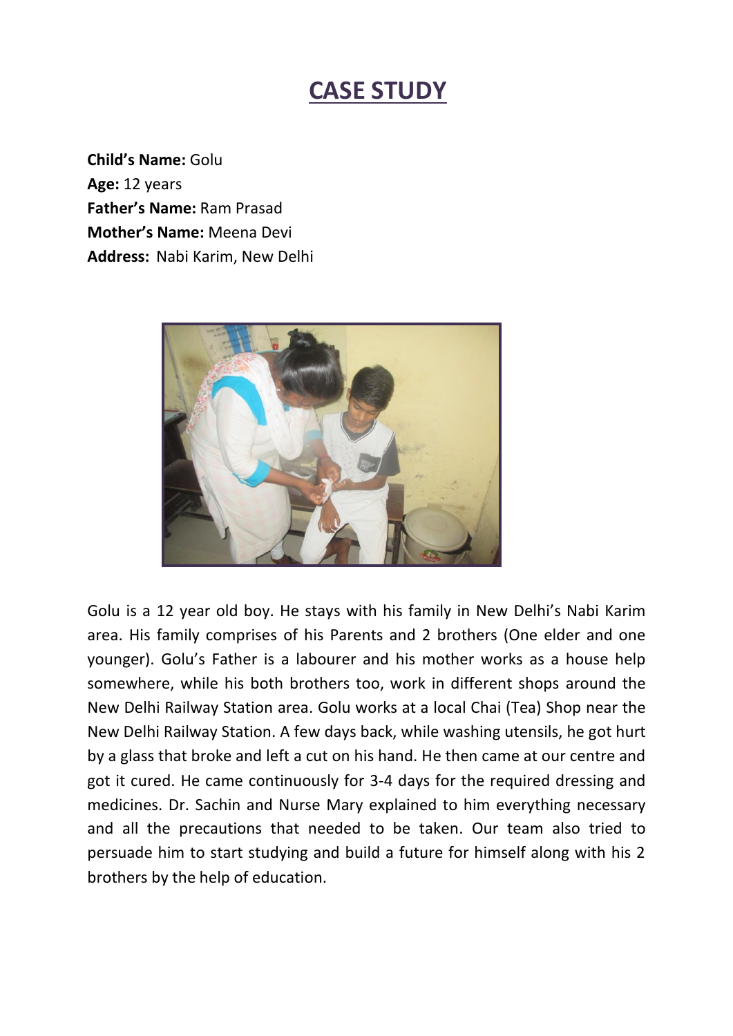# CASE STUDY

**Child's Name:** Golu
**Age:** 12 years
**Father's Name:** Ram Prasad
**Mother's Name:** Meena Devi
**Address:** Nabi Karim, New Delhi

Golu is a 12 year old boy. He stays with his family in New Delhi's Nabi Karim area. His family comprises of his Parents and 2 brothers (One elder and one younger). Golu's Father is a labourer and his mother works as a house help somewhere, while his both brothers too, work in different shops around the New Delhi Railway Station area. Golu works at a local Chai (Tea) Shop near the New Delhi Railway Station. A few days back, while washing utensils, he got hurt by a glass that broke and left a cut on his hand. He then came at our centre and got it cured. He came continuously for 3-4 days for the required dressing and medicines. Dr. Sachin and Nurse Mary explained to him everything necessary and all the precautions that needed to be taken. Our team also tried to persuade him to start studying and build a future for himself along with his 2 brothers by the help of education.